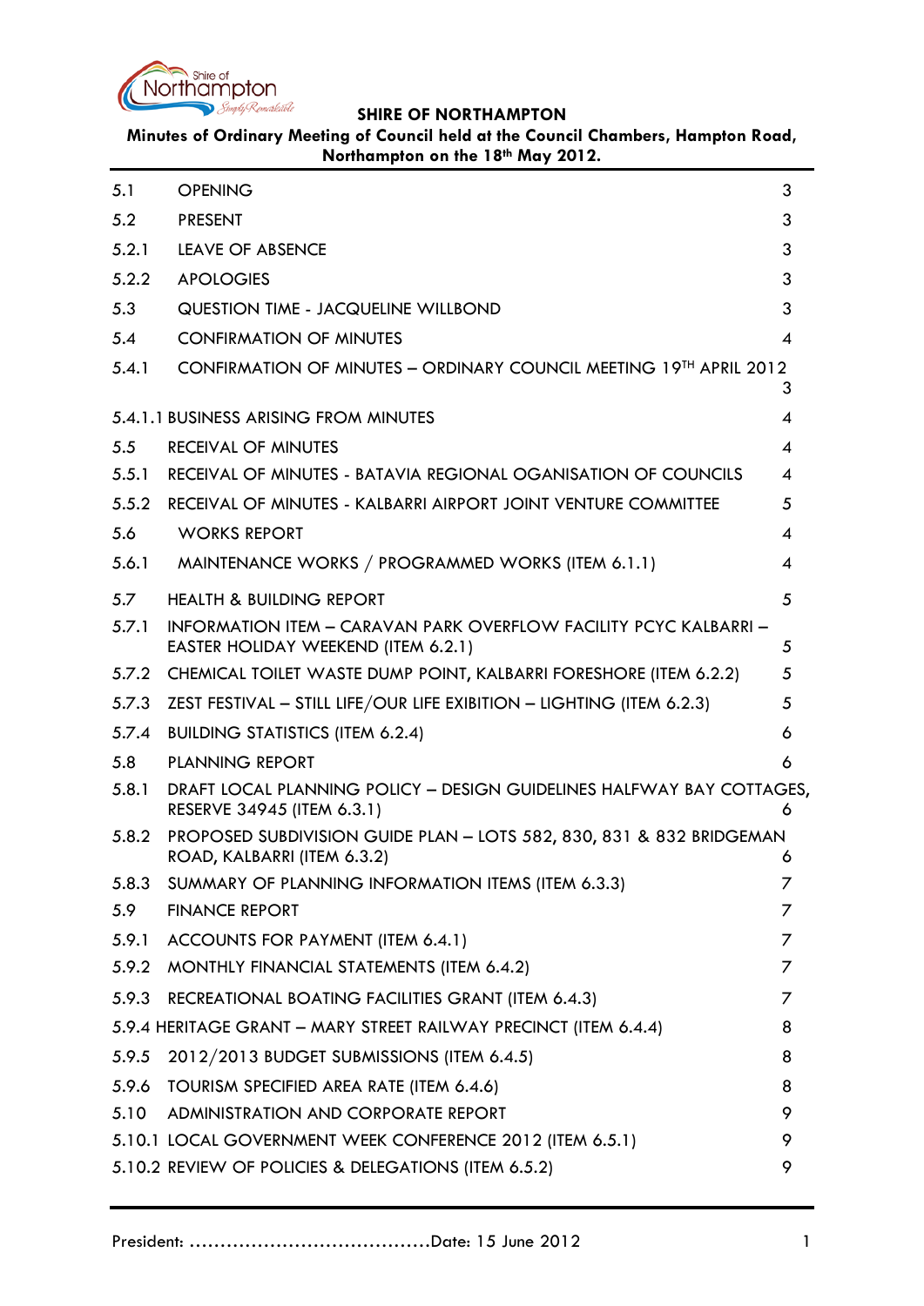**SHIRE OF NORTHAMPTON**

**Minutes of Ordinary Meeting of Council held at the Council Chambers, Hampton Road, Northampton on the 18th May 2012.**

| | | |
|---|---|---|
| 5.1 | OPENING | 3 |
| 5.2 | PRESENT | 3 |
| 5.2.1 | LEAVE OF ABSENCE | 3 |
| 5.2.2 | APOLOGIES | 3 |
| 5.3 | QUESTION TIME - JACQUELINE WILLBOND | 3 |
| 5.4 | CONFIRMATION OF MINUTES | 4 |
| 5.4.1 | CONFIRMATION OF MINUTES – ORDINARY COUNCIL MEETING 19TH APRIL 2012 | 3 |
| 5.4.1.1 | BUSINESS ARISING FROM MINUTES | 4 |
| 5.5 | RECEIVAL OF MINUTES | 4 |
| 5.5.1 | RECEIVAL OF MINUTES - BATAVIA REGIONAL OGANISATION OF COUNCILS | 4 |
| 5.5.2 | RECEIVAL OF MINUTES - KALBARRI AIRPORT JOINT VENTURE COMMITTEE | 5 |
| 5.6 | WORKS REPORT | 4 |
| 5.6.1 | MAINTENANCE WORKS / PROGRAMMED WORKS (ITEM 6.1.1) | 4 |
| 5.7 | HEALTH & BUILDING REPORT | 5 |
| 5.7.1 | INFORMATION ITEM – CARAVAN PARK OVERFLOW FACILITY PCYC KALBARRI – EASTER HOLIDAY WEEKEND (ITEM 6.2.1) | 5 |
| 5.7.2 | CHEMICAL TOILET WASTE DUMP POINT, KALBARRI FORESHORE (ITEM 6.2.2) | 5 |
| 5.7.3 | ZEST FESTIVAL – STILL LIFE/OUR LIFE EXIBITION – LIGHTING (ITEM 6.2.3) | 5 |
| 5.7.4 | BUILDING STATISTICS (ITEM 6.2.4) | 6 |
| 5.8 | PLANNING REPORT | 6 |
| 5.8.1 | DRAFT LOCAL PLANNING POLICY – DESIGN GUIDELINES HALFWAY BAY COTTAGES, RESERVE 34945 (ITEM 6.3.1) | 6 |
| 5.8.2 | PROPOSED SUBDIVISION GUIDE PLAN – LOTS 582, 830, 831 & 832 BRIDGEMAN ROAD, KALBARRI (ITEM 6.3.2) | 6 |
| 5.8.3 | SUMMARY OF PLANNING INFORMATION ITEMS (ITEM 6.3.3) | 7 |
| 5.9 | FINANCE REPORT | 7 |
| 5.9.1 | ACCOUNTS FOR PAYMENT (ITEM 6.4.1) | 7 |
| 5.9.2 | MONTHLY FINANCIAL STATEMENTS (ITEM 6.4.2) | 7 |
| 5.9.3 | RECREATIONAL BOATING FACILITIES GRANT (ITEM 6.4.3) | 7 |
| 5.9.4 | HERITAGE GRANT – MARY STREET RAILWAY PRECINCT (ITEM 6.4.4) | 8 |
| 5.9.5 | 2012/2013 BUDGET SUBMISSIONS (ITEM 6.4.5) | 8 |
| 5.9.6 | TOURISM SPECIFIED AREA RATE (ITEM 6.4.6) | 8 |
| 5.10 | ADMINISTRATION AND CORPORATE REPORT | 9 |
| 5.10.1 | LOCAL GOVERNMENT WEEK CONFERENCE 2012 (ITEM 6.5.1) | 9 |
| 5.10.2 | REVIEW OF POLICIES & DELEGATIONS (ITEM 6.5.2) | 9 |

President: ………………………………….Date: 15 June 2012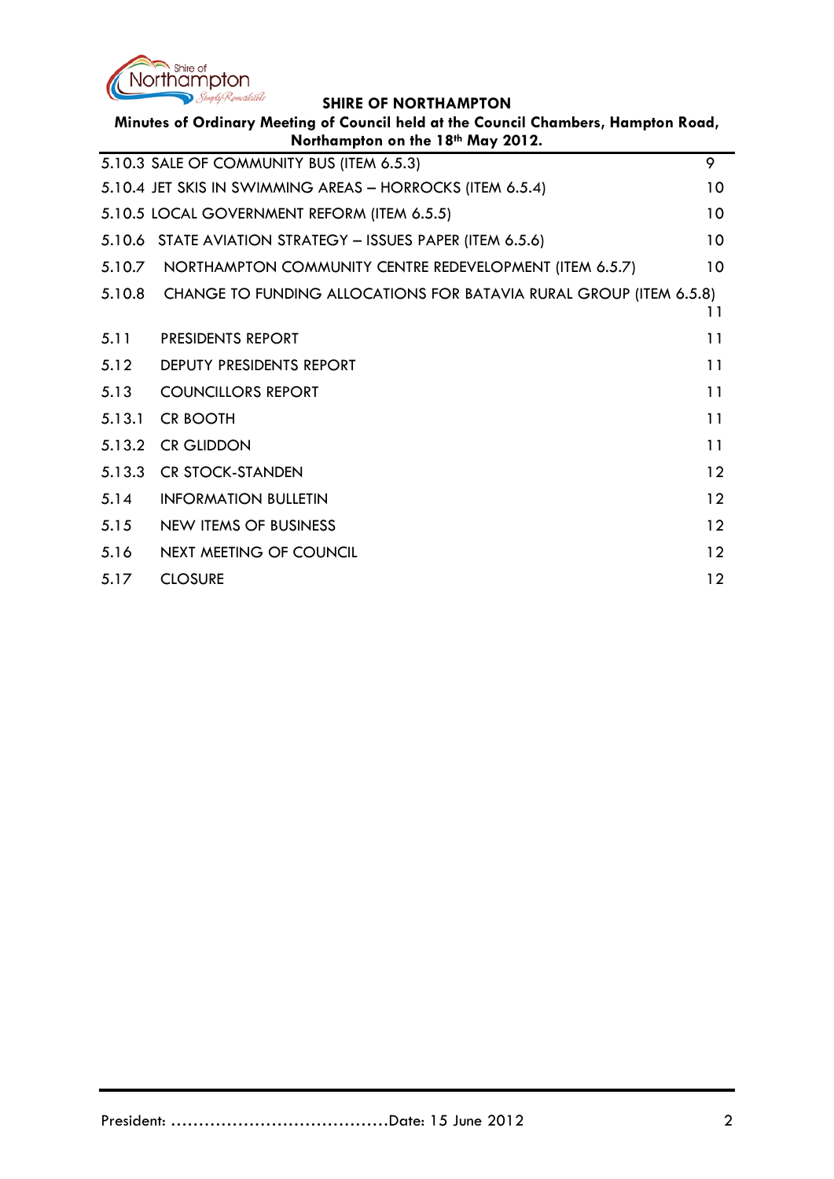| | |
|---|---|
| 5.10.3 SALE OF COMMUNITY BUS (ITEM 6.5.3) | 9 |
| 5.10.4 JET SKIS IN SWIMMING AREAS – HORROCKS (ITEM 6.5.4) | 10 |
| 5.10.5 LOCAL GOVERNMENT REFORM (ITEM 6.5.5) | 10 |
| 5.10.6 STATE AVIATION STRATEGY – ISSUES PAPER (ITEM 6.5.6) | 10 |
| 5.10.7 NORTHAMPTON COMMUNITY CENTRE REDEVELOPMENT (ITEM 6.5.7) | 10 |
| 5.10.8 CHANGE TO FUNDING ALLOCATIONS FOR BATAVIA RURAL GROUP (ITEM 6.5.8) | 11 |
| 5.11 PRESIDENTS REPORT | 11 |
| 5.12 DEPUTY PRESIDENTS REPORT | 11 |
| 5.13 COUNCILLORS REPORT | 11 |
| 5.13.1 CR BOOTH | 11 |
| 5.13.2 CR GLIDDON | 11 |
| 5.13.3 CR STOCK-STANDEN | 12 |
| 5.14 INFORMATION BULLETIN | 12 |
| 5.15 NEW ITEMS OF BUSINESS | 12 |
| 5.16 NEXT MEETING OF COUNCIL | 12 |
| 5.17 CLOSURE | 12 |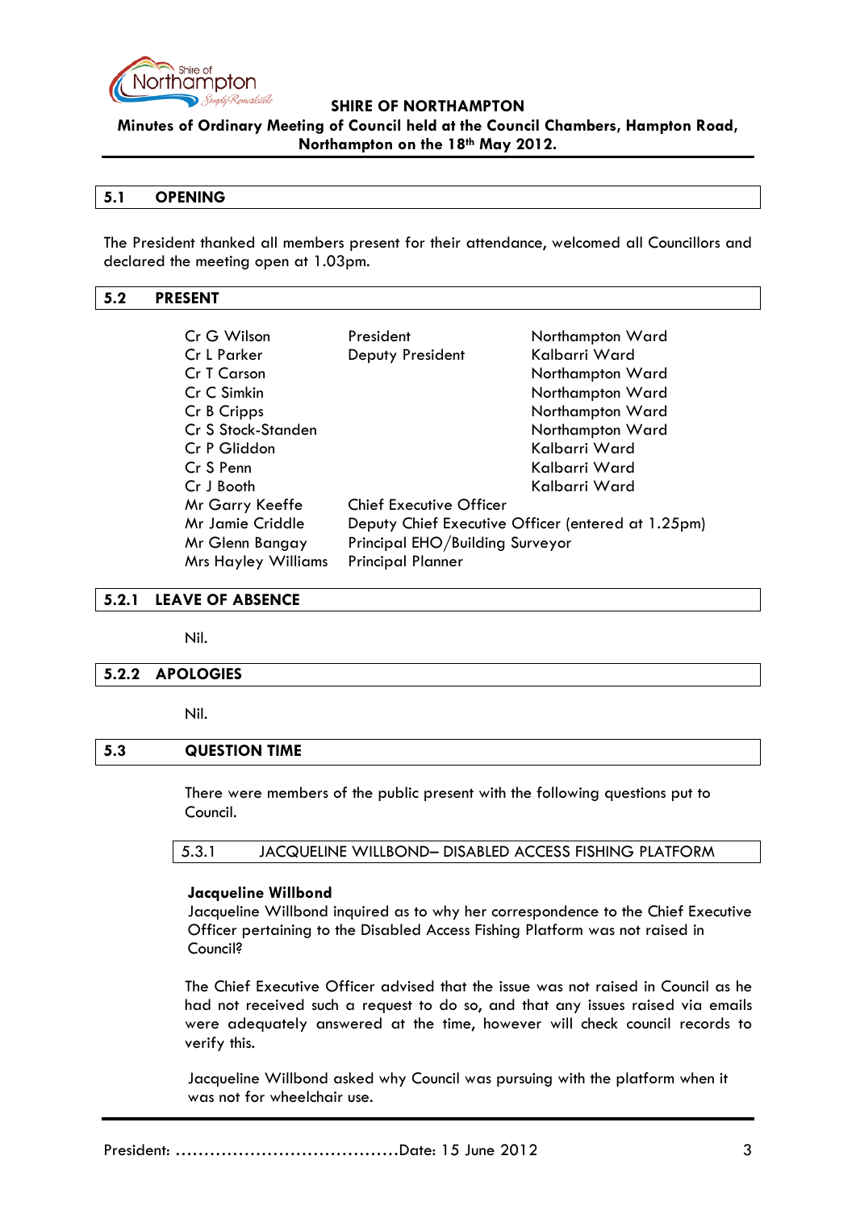## 5.1 OPENING

The President thanked all members present for their attendance, welcomed all Councillors and declared the meeting open at 1.03pm.

## 5.2 PRESENT

| | | |
|---|---|---|
| Cr G Wilson | President | Northampton Ward |
| Cr L Parker | Deputy President | Kalbarri Ward |
| Cr T Carson | | Northampton Ward |
| Cr C Simkin | | Northampton Ward |
| Cr B Cripps | | Northampton Ward |
| Cr S Stock-Standen | | Northampton Ward |
| Cr P Gliddon | | Kalbarri Ward |
| Cr S Penn | | Kalbarri Ward |
| Cr J Booth | | Kalbarri Ward |
| Mr Garry Keeffe | Chief Executive Officer | |
| Mr Jamie Criddle | Deputy Chief Executive Officer (entered at 1.25pm) | |
| Mr Glenn Bangay | Principal EHO/Building Surveyor | |
| Mrs Hayley Williams | Principal Planner | |

### 5.2.1 LEAVE OF ABSENCE

Nil.

### 5.2.2 APOLOGIES

Nil.

## 5.3 QUESTION TIME

There were members of the public present with the following questions put to Council.

### 5.3.1 JACQUELINE WILLBOND– DISABLED ACCESS FISHING PLATFORM

**Jacqueline Willbond**
Jacqueline Willbond inquired as to why her correspondence to the Chief Executive Officer pertaining to the Disabled Access Fishing Platform was not raised in Council?

The Chief Executive Officer advised that the issue was not raised in Council as he had not received such a request to do so, and that any issues raised via emails were adequately answered at the time, however will check council records to verify this.

Jacqueline Willbond asked why Council was pursuing with the platform when it was not for wheelchair use.

President: ......................................Date: 15 June 2012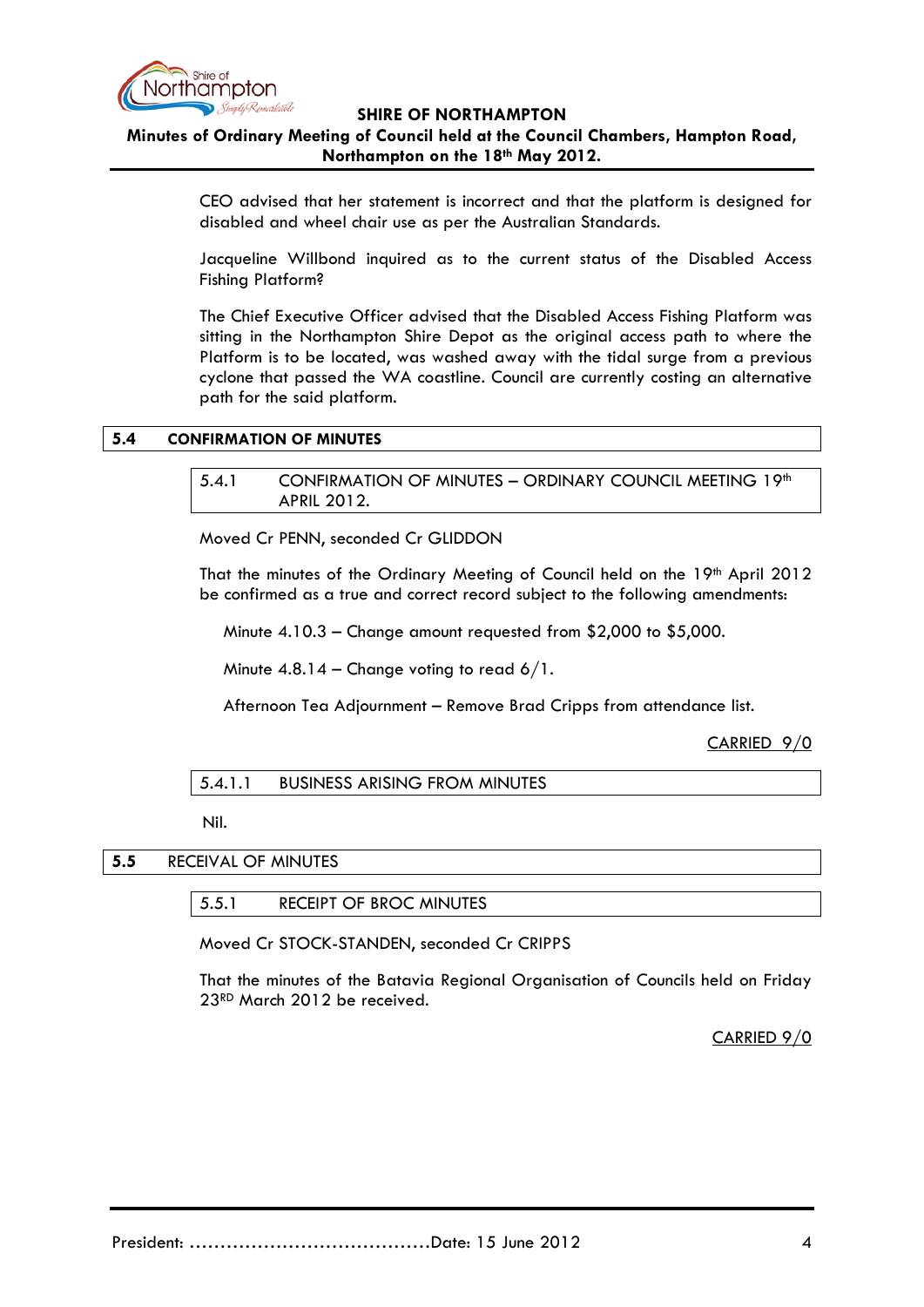CEO advised that her statement is incorrect and that the platform is designed for disabled and wheel chair use as per the Australian Standards.

Jacqueline Willbond inquired as to the current status of the Disabled Access Fishing Platform?

The Chief Executive Officer advised that the Disabled Access Fishing Platform was sitting in the Northampton Shire Depot as the original access path to where the Platform is to be located, was washed away with the tidal surge from a previous cyclone that passed the WA coastline. Council are currently costing an alternative path for the said platform.

## 5.4 CONFIRMATION OF MINUTES

### 5.4.1 CONFIRMATION OF MINUTES – ORDINARY COUNCIL MEETING 19th APRIL 2012.

Moved Cr PENN, seconded Cr GLIDDON

That the minutes of the Ordinary Meeting of Council held on the 19th April 2012 be confirmed as a true and correct record subject to the following amendments:

Minute 4.10.3 – Change amount requested from $2,000 to $5,000.

Minute 4.8.14 – Change voting to read 6/1.

Afternoon Tea Adjournment – Remove Brad Cripps from attendance list.

CARRIED 9/0

#### 5.4.1.1 BUSINESS ARISING FROM MINUTES

Nil.

## 5.5 RECEIVAL OF MINUTES

### 5.5.1 RECEIPT OF BROC MINUTES

Moved Cr STOCK-STANDEN, seconded Cr CRIPPS

That the minutes of the Batavia Regional Organisation of Councils held on Friday 23RD March 2012 be received.

CARRIED 9/0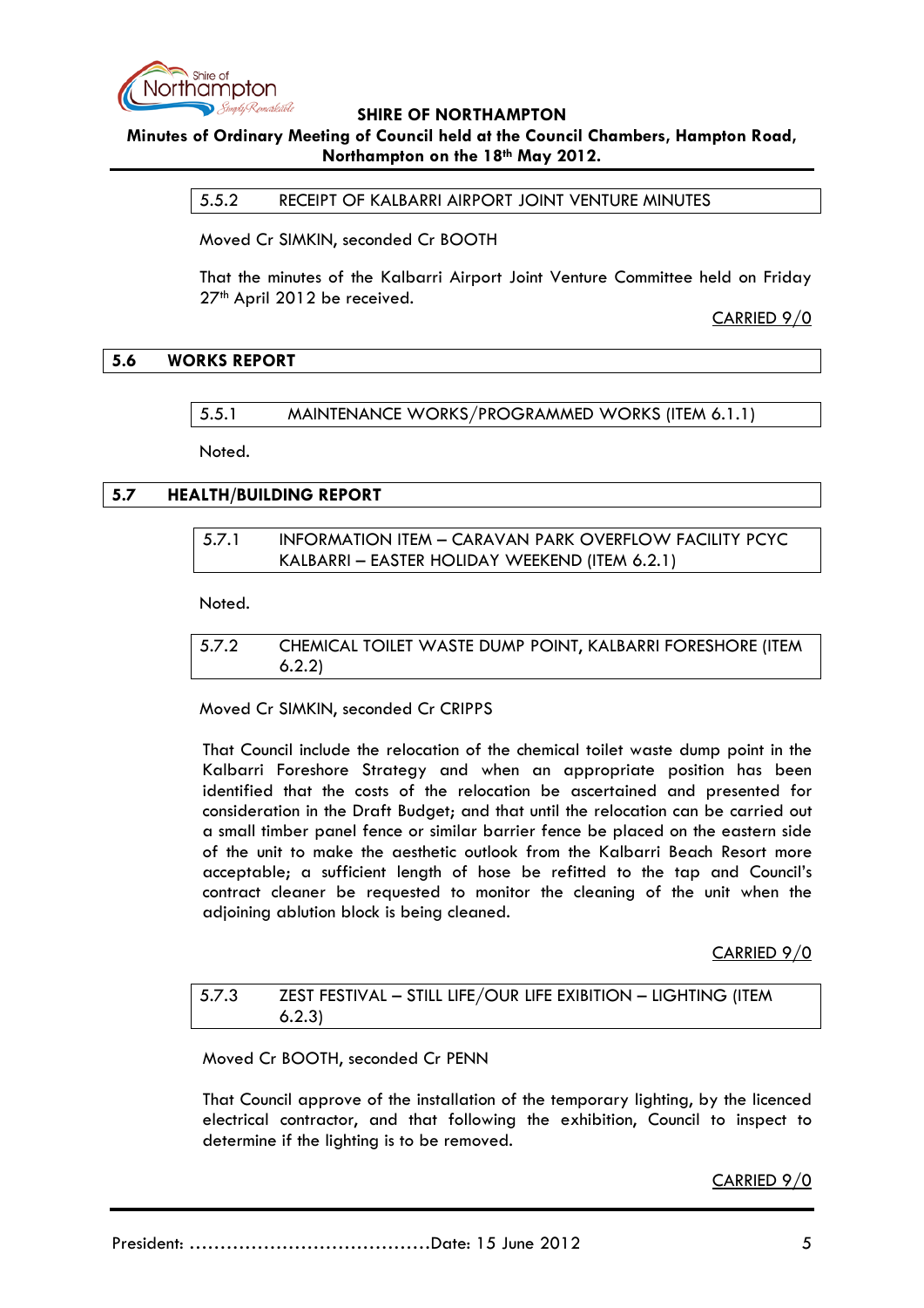### 5.5.2 RECEIPT OF KALBARRI AIRPORT JOINT VENTURE MINUTES

Moved Cr SIMKIN, seconded Cr BOOTH

That the minutes of the Kalbarri Airport Joint Venture Committee held on Friday 27th April 2012 be received.

CARRIED 9/0

## 5.6 WORKS REPORT

### 5.5.1 MAINTENANCE WORKS/PROGRAMMED WORKS (ITEM 6.1.1)

Noted.

## 5.7 HEALTH/BUILDING REPORT

### 5.7.1 INFORMATION ITEM – CARAVAN PARK OVERFLOW FACILITY PCYC KALBARRI – EASTER HOLIDAY WEEKEND (ITEM 6.2.1)

Noted.

### 5.7.2 CHEMICAL TOILET WASTE DUMP POINT, KALBARRI FORESHORE (ITEM 6.2.2)

Moved Cr SIMKIN, seconded Cr CRIPPS

That Council include the relocation of the chemical toilet waste dump point in the Kalbarri Foreshore Strategy and when an appropriate position has been identified that the costs of the relocation be ascertained and presented for consideration in the Draft Budget; and that until the relocation can be carried out a small timber panel fence or similar barrier fence be placed on the eastern side of the unit to make the aesthetic outlook from the Kalbarri Beach Resort more acceptable; a sufficient length of hose be refitted to the tap and Council's contract cleaner be requested to monitor the cleaning of the unit when the adjoining ablution block is being cleaned.

CARRIED 9/0

### 5.7.3 ZEST FESTIVAL – STILL LIFE/OUR LIFE EXIBITION – LIGHTING (ITEM 6.2.3)

Moved Cr BOOTH, seconded Cr PENN

That Council approve of the installation of the temporary lighting, by the licenced electrical contractor, and that following the exhibition, Council to inspect to determine if the lighting is to be removed.

CARRIED 9/0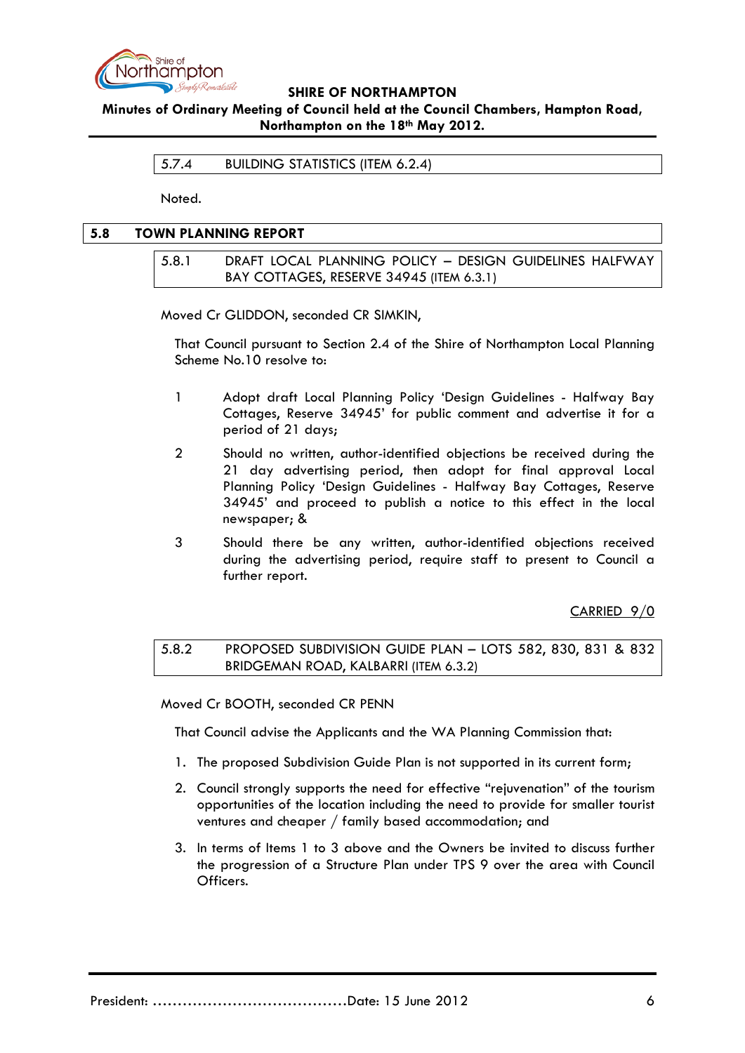### 5.7.4 BUILDING STATISTICS (ITEM 6.2.4)

Noted.

## 5.8 TOWN PLANNING REPORT

### 5.8.1 DRAFT LOCAL PLANNING POLICY – DESIGN GUIDELINES HALFWAY BAY COTTAGES, RESERVE 34945 (ITEM 6.3.1)

Moved Cr GLIDDON, seconded CR SIMKIN,

That Council pursuant to Section 2.4 of the Shire of Northampton Local Planning Scheme No.10 resolve to:

1. Adopt draft Local Planning Policy 'Design Guidelines - Halfway Bay Cottages, Reserve 34945' for public comment and advertise it for a period of 21 days;

2. Should no written, author-identified objections be received during the 21 day advertising period, then adopt for final approval Local Planning Policy 'Design Guidelines - Halfway Bay Cottages, Reserve 34945' and proceed to publish a notice to this effect in the local newspaper; &

3. Should there be any written, author-identified objections received during the advertising period, require staff to present to Council a further report.

CARRIED 9/0

### 5.8.2 PROPOSED SUBDIVISION GUIDE PLAN – LOTS 582, 830, 831 & 832 BRIDGEMAN ROAD, KALBARRI (ITEM 6.3.2)

Moved Cr BOOTH, seconded CR PENN

That Council advise the Applicants and the WA Planning Commission that:

1. The proposed Subdivision Guide Plan is not supported in its current form;

2. Council strongly supports the need for effective "rejuvenation" of the tourism opportunities of the location including the need to provide for smaller tourist ventures and cheaper / family based accommodation; and

3. In terms of Items 1 to 3 above and the Owners be invited to discuss further the progression of a Structure Plan under TPS 9 over the area with Council Officers.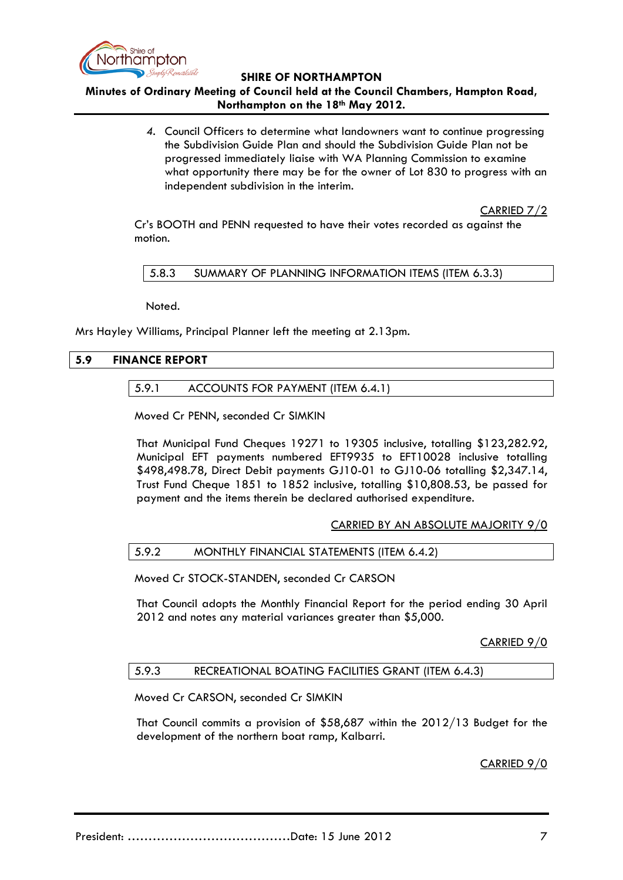4. Council Officers to determine what landowners want to continue progressing the Subdivision Guide Plan and should the Subdivision Guide Plan not be progressed immediately liaise with WA Planning Commission to examine what opportunity there may be for the owner of Lot 830 to progress with an independent subdivision in the interim.

CARRIED 7/2

Cr's BOOTH and PENN requested to have their votes recorded as against the motion.

#### 5.8.3 SUMMARY OF PLANNING INFORMATION ITEMS (ITEM 6.3.3)

Noted.

Mrs Hayley Williams, Principal Planner left the meeting at 2.13pm.

## 5.9 FINANCE REPORT

#### 5.9.1 ACCOUNTS FOR PAYMENT (ITEM 6.4.1)

Moved Cr PENN, seconded Cr SIMKIN

That Municipal Fund Cheques 19271 to 19305 inclusive, totalling $123,282.92, Municipal EFT payments numbered EFT9935 to EFT10028 inclusive totalling $498,498.78, Direct Debit payments GJ10-01 to GJ10-06 totalling $2,347.14, Trust Fund Cheque 1851 to 1852 inclusive, totalling $10,808.53, be passed for payment and the items therein be declared authorised expenditure.

CARRIED BY AN ABSOLUTE MAJORITY 9/0

#### 5.9.2 MONTHLY FINANCIAL STATEMENTS (ITEM 6.4.2)

Moved Cr STOCK-STANDEN, seconded Cr CARSON

That Council adopts the Monthly Financial Report for the period ending 30 April 2012 and notes any material variances greater than $5,000.

CARRIED 9/0

#### 5.9.3 RECREATIONAL BOATING FACILITIES GRANT (ITEM 6.4.3)

Moved Cr CARSON, seconded Cr SIMKIN

That Council commits a provision of $58,687 within the 2012/13 Budget for the development of the northern boat ramp, Kalbarri.

CARRIED 9/0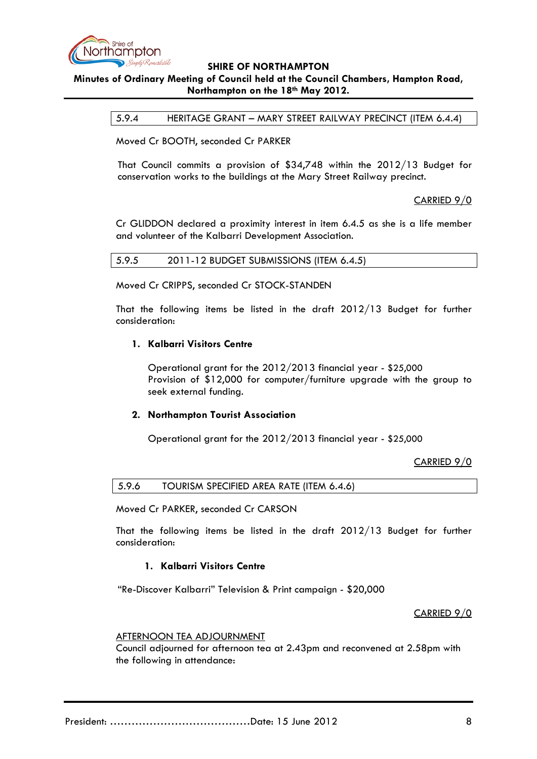### 5.9.4 HERITAGE GRANT – MARY STREET RAILWAY PRECINCT (ITEM 6.4.4)

Moved Cr BOOTH, seconded Cr PARKER

That Council commits a provision of $34,748 within the 2012/13 Budget for conservation works to the buildings at the Mary Street Railway precinct.

CARRIED 9/0

Cr GLIDDON declared a proximity interest in item 6.4.5 as she is a life member and volunteer of the Kalbarri Development Association.

### 5.9.5 2011-12 BUDGET SUBMISSIONS (ITEM 6.4.5)

Moved Cr CRIPPS, seconded Cr STOCK-STANDEN

That the following items be listed in the draft 2012/13 Budget for further consideration:

1. **Kalbarri Visitors Centre**

   Operational grant for the 2012/2013 financial year - $25,000
   Provision of $12,000 for computer/furniture upgrade with the group to seek external funding.

2. **Northampton Tourist Association**

   Operational grant for the 2012/2013 financial year - $25,000

CARRIED 9/0

### 5.9.6 TOURISM SPECIFIED AREA RATE (ITEM 6.4.6)

Moved Cr PARKER, seconded Cr CARSON

That the following items be listed in the draft 2012/13 Budget for further consideration:

1. **Kalbarri Visitors Centre**

"Re-Discover Kalbarri" Television & Print campaign - $20,000

CARRIED 9/0

AFTERNOON TEA ADJOURNMENT
Council adjourned for afternoon tea at 2.43pm and reconvened at 2.58pm with the following in attendance:

President: ……………………………………Date: 15 June 2012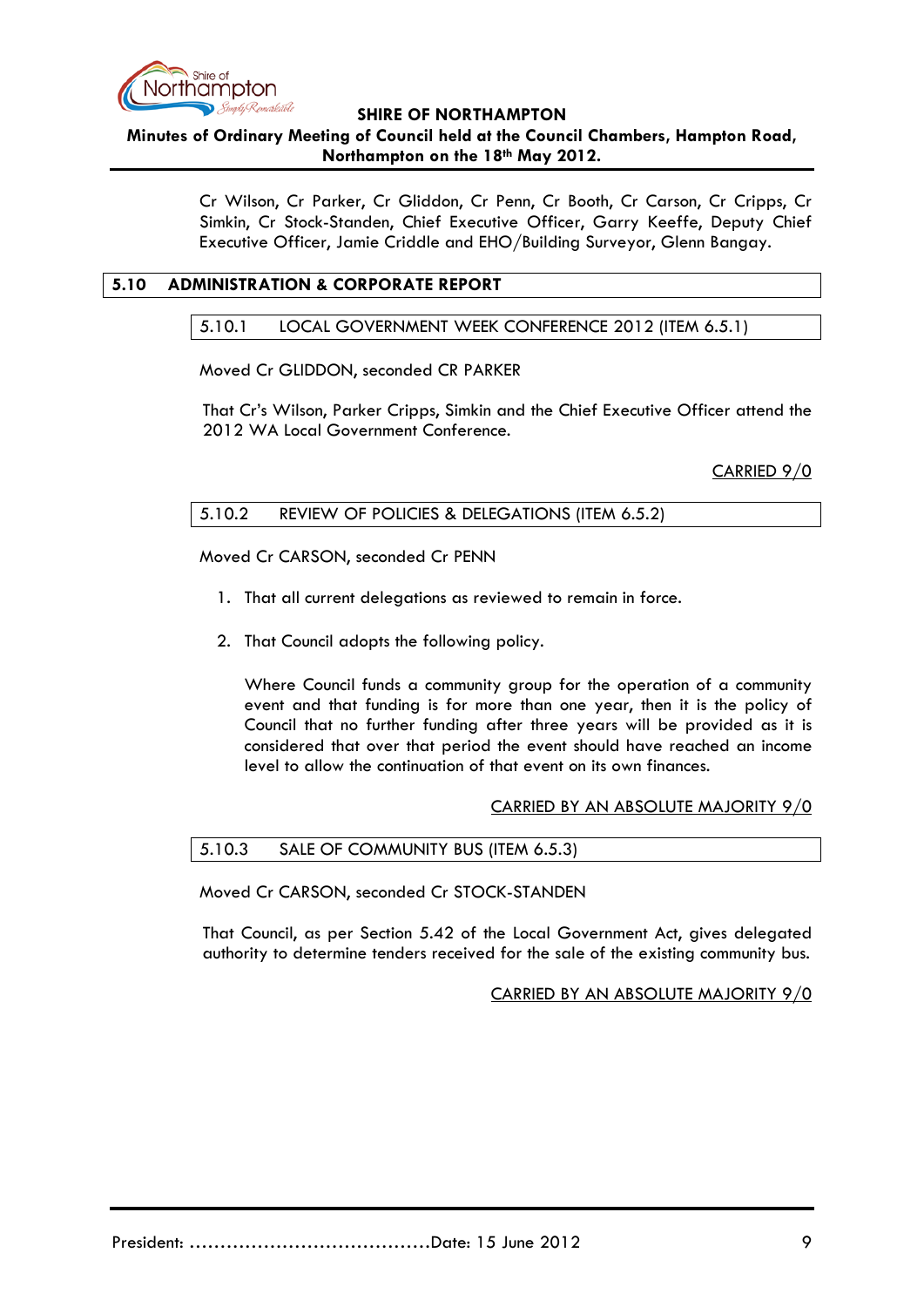Cr Wilson, Cr Parker, Cr Gliddon, Cr Penn, Cr Booth, Cr Carson, Cr Cripps, Cr Simkin, Cr Stock-Standen, Chief Executive Officer, Garry Keeffe, Deputy Chief Executive Officer, Jamie Criddle and EHO/Building Surveyor, Glenn Bangay.

## 5.10 ADMINISTRATION & CORPORATE REPORT

### 5.10.1 LOCAL GOVERNMENT WEEK CONFERENCE 2012 (ITEM 6.5.1)

Moved Cr GLIDDON, seconded CR PARKER

That Cr's Wilson, Parker Cripps, Simkin and the Chief Executive Officer attend the 2012 WA Local Government Conference.

CARRIED 9/0

### 5.10.2 REVIEW OF POLICIES & DELEGATIONS (ITEM 6.5.2)

Moved Cr CARSON, seconded Cr PENN

1. That all current delegations as reviewed to remain in force.

2. That Council adopts the following policy.

   Where Council funds a community group for the operation of a community event and that funding is for more than one year, then it is the policy of Council that no further funding after three years will be provided as it is considered that over that period the event should have reached an income level to allow the continuation of that event on its own finances.

CARRIED BY AN ABSOLUTE MAJORITY 9/0

### 5.10.3 SALE OF COMMUNITY BUS (ITEM 6.5.3)

Moved Cr CARSON, seconded Cr STOCK-STANDEN

That Council, as per Section 5.42 of the Local Government Act, gives delegated authority to determine tenders received for the sale of the existing community bus.

CARRIED BY AN ABSOLUTE MAJORITY 9/0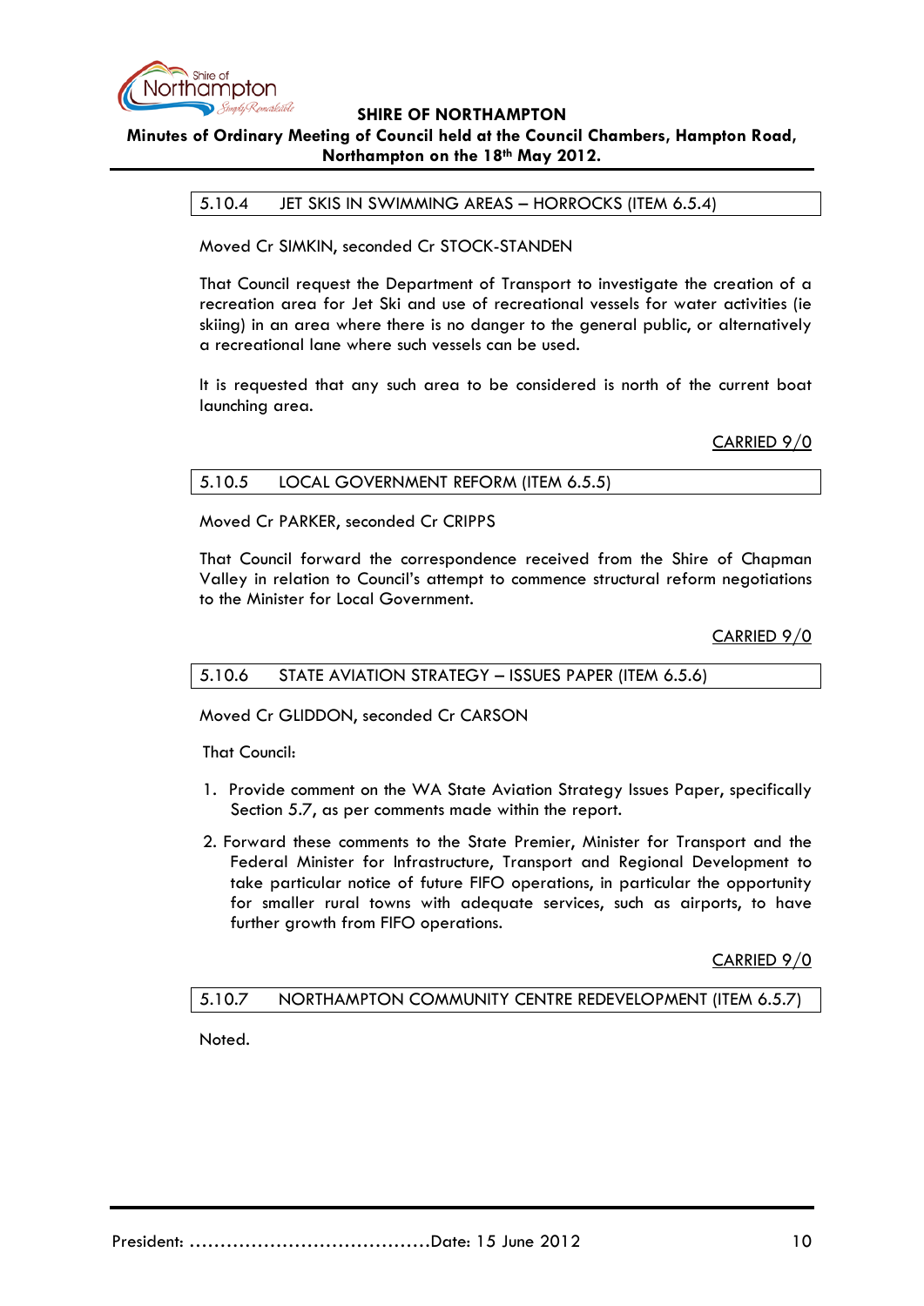### 5.10.4 JET SKIS IN SWIMMING AREAS – HORROCKS (ITEM 6.5.4)

Moved Cr SIMKIN, seconded Cr STOCK-STANDEN

That Council request the Department of Transport to investigate the creation of a recreation area for Jet Ski and use of recreational vessels for water activities (ie skiing) in an area where there is no danger to the general public, or alternatively a recreational lane where such vessels can be used.

It is requested that any such area to be considered is north of the current boat launching area.

CARRIED 9/0

### 5.10.5 LOCAL GOVERNMENT REFORM (ITEM 6.5.5)

Moved Cr PARKER, seconded Cr CRIPPS

That Council forward the correspondence received from the Shire of Chapman Valley in relation to Council's attempt to commence structural reform negotiations to the Minister for Local Government.

CARRIED 9/0

### 5.10.6 STATE AVIATION STRATEGY – ISSUES PAPER (ITEM 6.5.6)

Moved Cr GLIDDON, seconded Cr CARSON

That Council:

1. Provide comment on the WA State Aviation Strategy Issues Paper, specifically Section 5.7, as per comments made within the report.
2. Forward these comments to the State Premier, Minister for Transport and the Federal Minister for Infrastructure, Transport and Regional Development to take particular notice of future FIFO operations, in particular the opportunity for smaller rural towns with adequate services, such as airports, to have further growth from FIFO operations.

CARRIED 9/0

### 5.10.7 NORTHAMPTON COMMUNITY CENTRE REDEVELOPMENT (ITEM 6.5.7)

Noted.

President: ………………………………….Date: 15 June 2012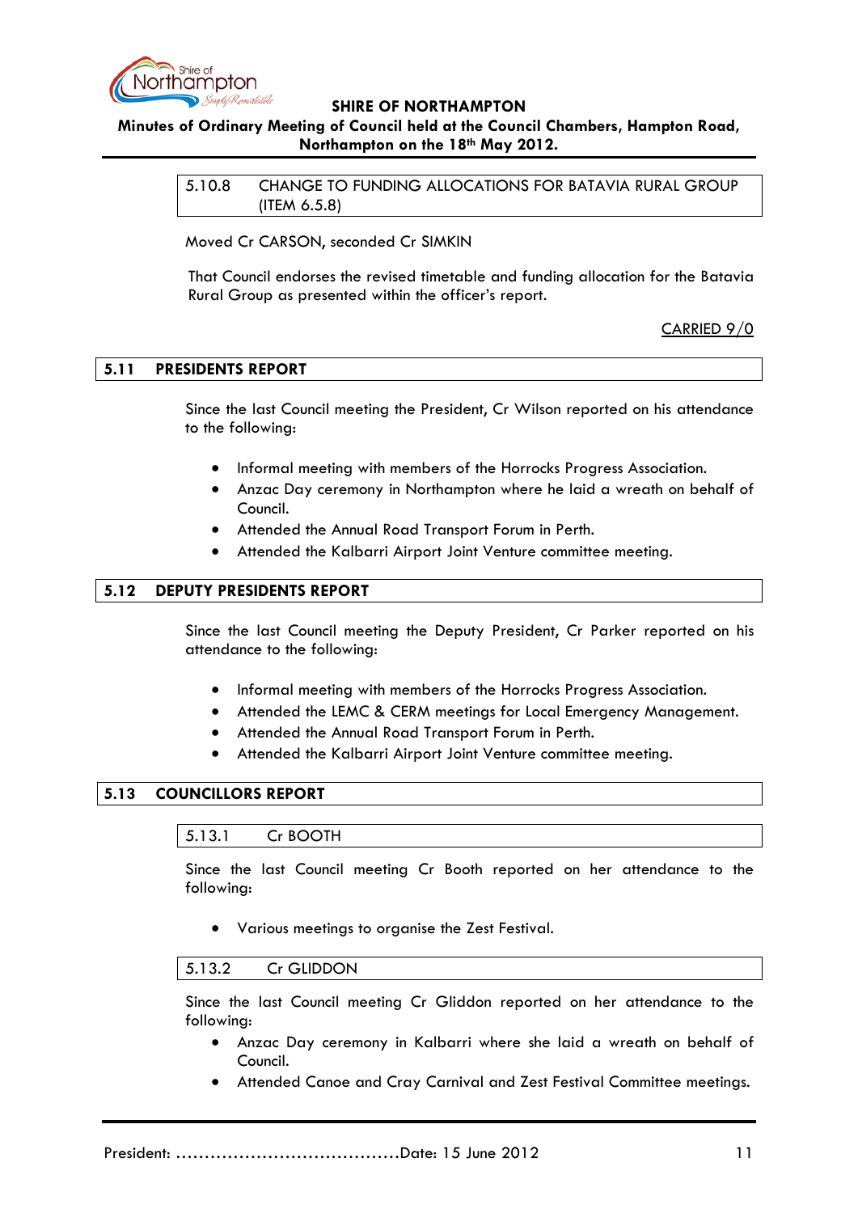#### 5.10.8 CHANGE TO FUNDING ALLOCATIONS FOR BATAVIA RURAL GROUP (ITEM 6.5.8)

Moved Cr CARSON, seconded Cr SIMKIN

That Council endorses the revised timetable and funding allocation for the Batavia Rural Group as presented within the officer's report.

CARRIED 9/0

## 5.11 PRESIDENTS REPORT

Since the last Council meeting the President, Cr Wilson reported on his attendance to the following:

- Informal meeting with members of the Horrocks Progress Association.
- Anzac Day ceremony in Northampton where he laid a wreath on behalf of Council.
- Attended the Annual Road Transport Forum in Perth.
- Attended the Kalbarri Airport Joint Venture committee meeting.

## 5.12 DEPUTY PRESIDENTS REPORT

Since the last Council meeting the Deputy President, Cr Parker reported on his attendance to the following:

- Informal meeting with members of the Horrocks Progress Association.
- Attended the LEMC & CERM meetings for Local Emergency Management.
- Attended the Annual Road Transport Forum in Perth.
- Attended the Kalbarri Airport Joint Venture committee meeting.

## 5.13 COUNCILLORS REPORT

### 5.13.1 Cr BOOTH

Since the last Council meeting Cr Booth reported on her attendance to the following:

- Various meetings to organise the Zest Festival.

### 5.13.2 Cr GLIDDON

Since the last Council meeting Cr Gliddon reported on her attendance to the following:

- Anzac Day ceremony in Kalbarri where she laid a wreath on behalf of Council.
- Attended Canoe and Cray Carnival and Zest Festival Committee meetings.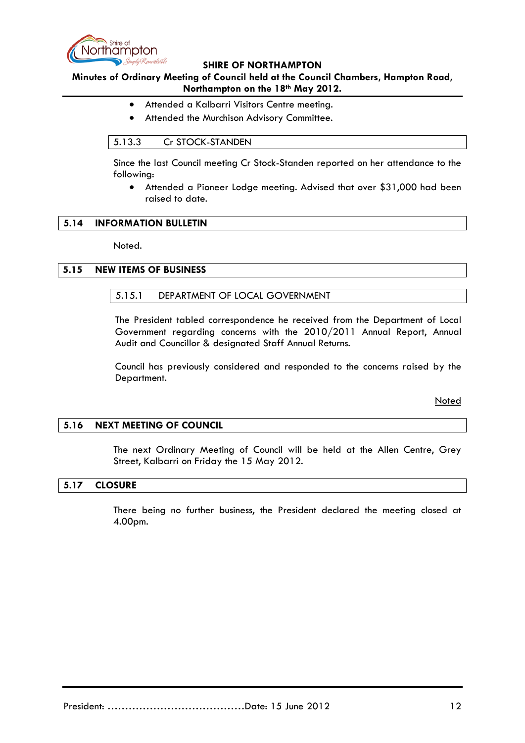- Attended a Kalbarri Visitors Centre meeting.
- Attended the Murchison Advisory Committee.

#### 5.13.3 Cr STOCK-STANDEN

Since the last Council meeting Cr Stock-Standen reported on her attendance to the following:

- Attended a Pioneer Lodge meeting. Advised that over $31,000 had been raised to date.

## 5.14 INFORMATION BULLETIN

Noted.

## 5.15 NEW ITEMS OF BUSINESS

### 5.15.1 DEPARTMENT OF LOCAL GOVERNMENT

The President tabled correspondence he received from the Department of Local Government regarding concerns with the 2010/2011 Annual Report, Annual Audit and Councillor & designated Staff Annual Returns.

Council has previously considered and responded to the concerns raised by the Department.

Noted

## 5.16 NEXT MEETING OF COUNCIL

The next Ordinary Meeting of Council will be held at the Allen Centre, Grey Street, Kalbarri on Friday the 15 May 2012.

## 5.17 CLOSURE

There being no further business, the President declared the meeting closed at 4.00pm.

President: ………………………………….Date: 15 June 2012